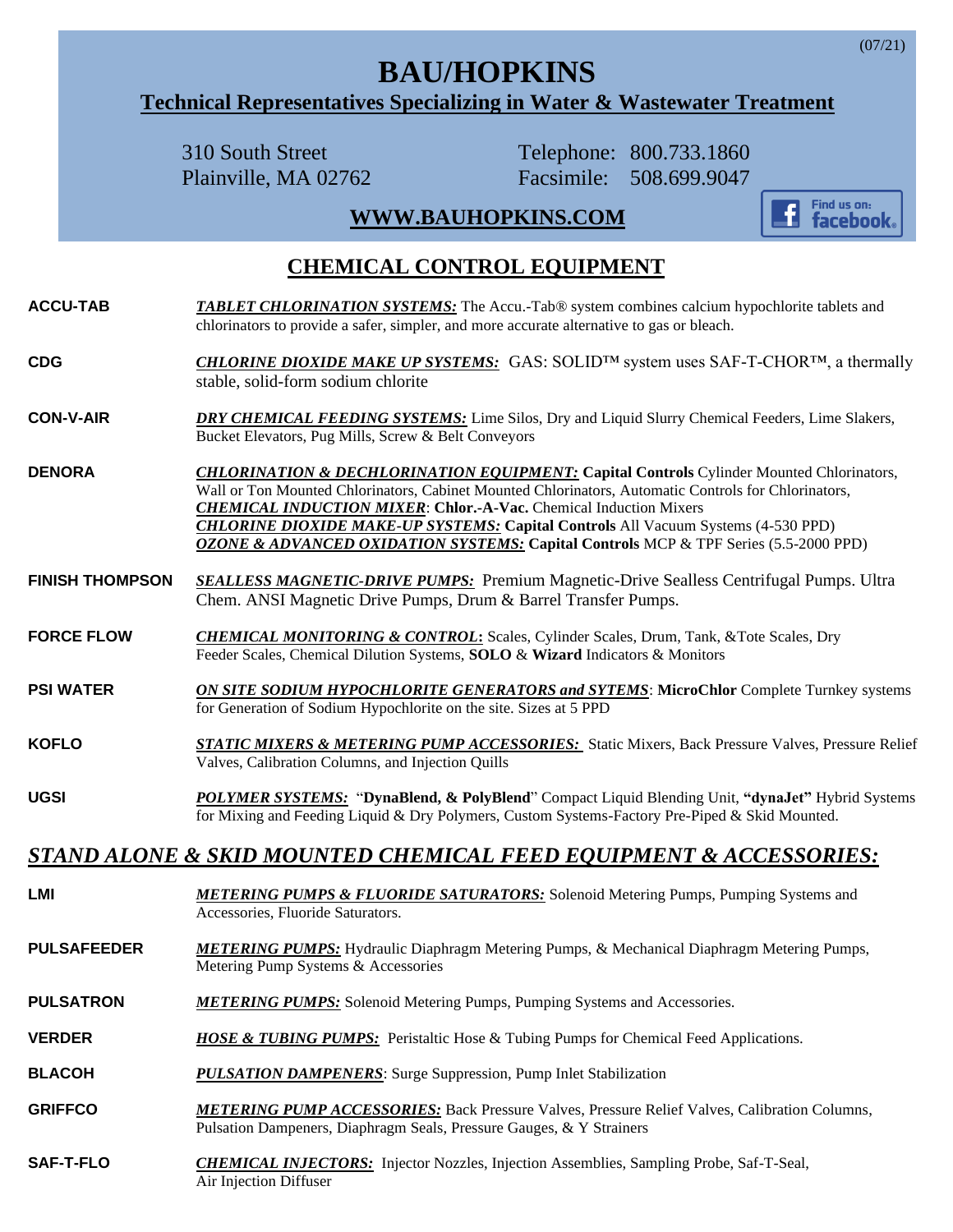(07/21)

# BAU/HOPKINS

**Technical Representatives Specializing in Water & Wastewater Treatment**

310 South Street
Plainville, MA 02762

Telephone: 800.733.1860
Facsimile: 508.699.9047

**WWW.BAUHOPKINS.COM**

Find us on: facebook

## CHEMICAL CONTROL EQUIPMENT

**ACCU-TAB** — ***TABLET CHLORINATION SYSTEMS:*** The Accu.-Tab® system combines calcium hypochlorite tablets and chlorinators to provide a safer, simpler, and more accurate alternative to gas or bleach.

**CDG** — ***CHLORINE DIOXIDE MAKE UP SYSTEMS:*** GAS: SOLID™ system uses SAF-T-CHOR™, a thermally stable, solid-form sodium chlorite

**CON-V-AIR** — ***DRY CHEMICAL FEEDING SYSTEMS:*** Lime Silos, Dry and Liquid Slurry Chemical Feeders, Lime Slakers, Bucket Elevators, Pug Mills, Screw & Belt Conveyors

**DENORA** — ***CHLORINATION & DECHLORINATION EQUIPMENT:*** **Capital Controls** Cylinder Mounted Chlorinators, Wall or Ton Mounted Chlorinators, Cabinet Mounted Chlorinators, Automatic Controls for Chlorinators,
***CHEMICAL INDUCTION MIXER***: **Chlor.-A-Vac.** Chemical Induction Mixers
***CHLORINE DIOXIDE MAKE-UP SYSTEMS:*** **Capital Controls** All Vacuum Systems (4-530 PPD)
***OZONE & ADVANCED OXIDATION SYSTEMS:*** **Capital Controls** MCP & TPF Series (5.5-2000 PPD)

**FINISH THOMPSON** — ***SEALLESS MAGNETIC-DRIVE PUMPS:*** Premium Magnetic-Drive Sealless Centrifugal Pumps. Ultra Chem. ANSI Magnetic Drive Pumps, Drum & Barrel Transfer Pumps.

**FORCE FLOW** — ***CHEMICAL MONITORING & CONTROL*:** Scales, Cylinder Scales, Drum, Tank, &Tote Scales, Dry Feeder Scales, Chemical Dilution Systems, **SOLO** & **Wizard** Indicators & Monitors

**PSI WATER** — ***ON SITE SODIUM HYPOCHLORITE GENERATORS and SYTEMS***: **MicroChlor** Complete Turnkey systems for Generation of Sodium Hypochlorite on the site. Sizes at 5 PPD

**KOFLO** — ***STATIC MIXERS & METERING PUMP ACCESSORIES:*** Static Mixers, Back Pressure Valves, Pressure Relief Valves, Calibration Columns, and Injection Quills

**UGSI** — ***POLYMER SYSTEMS:*** "**DynaBlend, & PolyBlend**" Compact Liquid Blending Unit, **"dynaJet"** Hybrid Systems for Mixing and Feeding Liquid & Dry Polymers, Custom Systems-Factory Pre-Piped & Skid Mounted.

## *STAND ALONE & SKID MOUNTED CHEMICAL FEED EQUIPMENT & ACCESSORIES:*

**LMI** — ***METERING PUMPS & FLUORIDE SATURATORS:*** Solenoid Metering Pumps, Pumping Systems and Accessories, Fluoride Saturators.

**PULSAFEEDER** — ***METERING PUMPS:*** Hydraulic Diaphragm Metering Pumps, & Mechanical Diaphragm Metering Pumps, Metering Pump Systems & Accessories

**PULSATRON** — ***METERING PUMPS:*** Solenoid Metering Pumps, Pumping Systems and Accessories.

**VERDER** — ***HOSE & TUBING PUMPS:*** Peristaltic Hose & Tubing Pumps for Chemical Feed Applications.

**BLACOH** — ***PULSATION DAMPENERS***: Surge Suppression, Pump Inlet Stabilization

**GRIFFCO** — ***METERING PUMP ACCESSORIES:*** Back Pressure Valves, Pressure Relief Valves, Calibration Columns, Pulsation Dampeners, Diaphragm Seals, Pressure Gauges, & Y Strainers

**SAF-T-FLO** — ***CHEMICAL INJECTORS:*** Injector Nozzles, Injection Assemblies, Sampling Probe, Saf-T-Seal, Air Injection Diffuser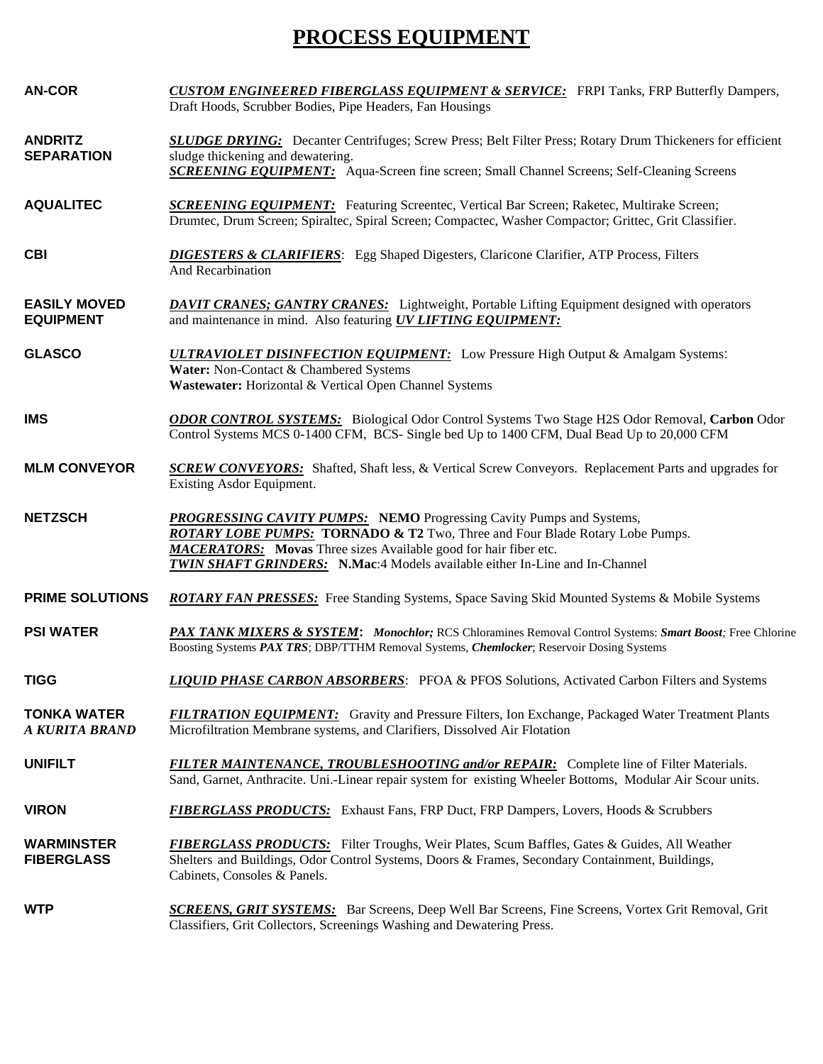# PROCESS EQUIPMENT

| | |
|---|---|
| **AN-COR** | ***CUSTOM ENGINEERED FIBERGLASS EQUIPMENT & SERVICE:*** FRPI Tanks, FRP Butterfly Dampers, Draft Hoods, Scrubber Bodies, Pipe Headers, Fan Housings |
| **ANDRITZ SEPARATION** | ***SLUDGE DRYING:*** Decanter Centrifuges; Screw Press; Belt Filter Press; Rotary Drum Thickeners for efficient sludge thickening and dewatering.<br>***SCREENING EQUIPMENT:*** Aqua-Screen fine screen; Small Channel Screens; Self-Cleaning Screens |
| **AQUALITEC** | ***SCREENING EQUIPMENT:*** Featuring Screentec, Vertical Bar Screen; Raketec, Multirake Screen; Drumtec, Drum Screen; Spiraltec, Spiral Screen; Compactec, Washer Compactor; Grittec, Grit Classifier. |
| **CBI** | ***DIGESTERS & CLARIFIERS***: Egg Shaped Digesters, Claricone Clarifier, ATP Process, Filters And Recarbination |
| **EASILY MOVED EQUIPMENT** | ***DAVIT CRANES; GANTRY CRANES:*** Lightweight, Portable Lifting Equipment designed with operators and maintenance in mind. Also featuring ***UV LIFTING EQUIPMENT:*** |
| **GLASCO** | ***ULTRAVIOLET DISINFECTION EQUIPMENT:*** Low Pressure High Output & Amalgam Systems:<br>**Water:** Non-Contact & Chambered Systems<br>**Wastewater:** Horizontal & Vertical Open Channel Systems |
| **IMS** | ***ODOR CONTROL SYSTEMS:*** Biological Odor Control Systems Two Stage H2S Odor Removal, **Carbon** Odor Control Systems MCS 0-1400 CFM, BCS- Single bed Up to 1400 CFM, Dual Bead Up to 20,000 CFM |
| **MLM CONVEYOR** | ***SCREW CONVEYORS:*** Shafted, Shaft less, & Vertical Screw Conveyors. Replacement Parts and upgrades for Existing Asdor Equipment. |
| **NETZSCH** | ***PROGRESSING CAVITY PUMPS:*** **NEMO** Progressing Cavity Pumps and Systems,<br>***ROTARY LOBE PUMPS:*** **TORNADO & T2** Two, Three and Four Blade Rotary Lobe Pumps.<br>***MACERATORS:*** **Movas** Three sizes Available good for hair fiber etc.<br>***TWIN SHAFT GRINDERS:*** **N.Mac**:4 Models available either In-Line and In-Channel |
| **PRIME SOLUTIONS** | ***ROTARY FAN PRESSES:*** Free Standing Systems, Space Saving Skid Mounted Systems & Mobile Systems |
| **PSI WATER** | ***PAX TANK MIXERS & SYSTEM*****:** ***Monochlor;*** RCS Chloramines Removal Control Systems: ***Smart Boost****;* Free Chlorine Boosting Systems ***PAX TRS***; DBP/TTHM Removal Systems, ***Chemlocker***; Reservoir Dosing Systems |
| **TIGG** | ***LIQUID PHASE CARBON ABSORBERS***: PFOA & PFOS Solutions, Activated Carbon Filters and Systems |
| **TONKA WATER** ***A KURITA BRAND*** | ***FILTRATION EQUIPMENT:*** Gravity and Pressure Filters, Ion Exchange, Packaged Water Treatment Plants Microfiltration Membrane systems, and Clarifiers, Dissolved Air Flotation |
| **UNIFILT** | ***FILTER MAINTENANCE, TROUBLESHOOTING and/or REPAIR:*** Complete line of Filter Materials. Sand, Garnet, Anthracite. Uni.-Linear repair system for existing Wheeler Bottoms, Modular Air Scour units. |
| **VIRON** | ***FIBERGLASS PRODUCTS:*** Exhaust Fans, FRP Duct, FRP Dampers, Lovers, Hoods & Scrubbers |
| **WARMINSTER FIBERGLASS** | ***FIBERGLASS PRODUCTS:*** Filter Troughs, Weir Plates, Scum Baffles, Gates & Guides, All Weather Shelters and Buildings, Odor Control Systems, Doors & Frames, Secondary Containment, Buildings, Cabinets, Consoles & Panels. |
| **WTP** | ***SCREENS, GRIT SYSTEMS:*** Bar Screens, Deep Well Bar Screens, Fine Screens, Vortex Grit Removal, Grit Classifiers, Grit Collectors, Screenings Washing and Dewatering Press. |